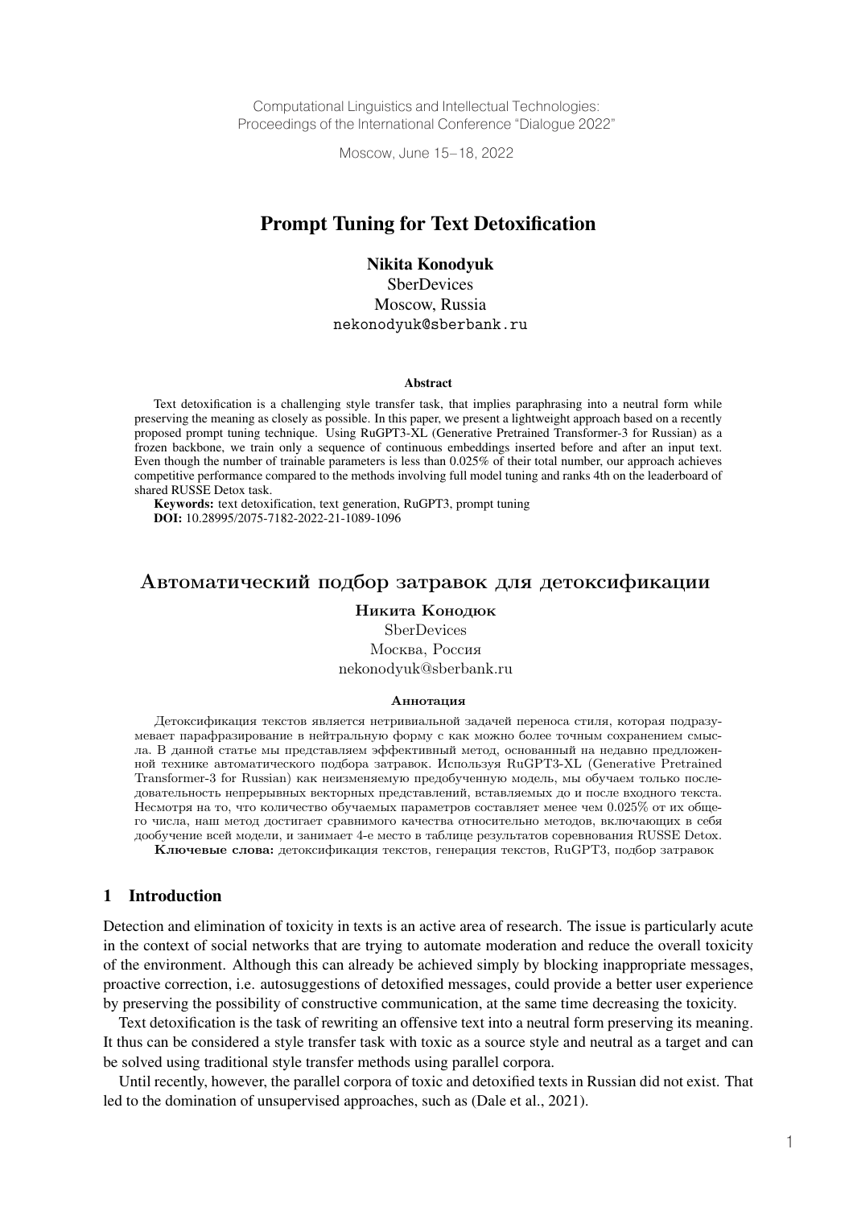Computational Linguistics and Intellectual Technologies:
Proceedings of the International Conference "Dialogue 2022"

Moscow, June 15–18, 2022

# Prompt Tuning for Text Detoxification

**Nikita Konodyuk**
SberDevices
Moscow, Russia
nekonodyuk@sberbank.ru

### Abstract

Text detoxification is a challenging style transfer task, that implies paraphrasing into a neutral form while preserving the meaning as closely as possible. In this paper, we present a lightweight approach based on a recently proposed prompt tuning technique. Using RuGPT3-XL (Generative Pretrained Transformer-3 for Russian) as a frozen backbone, we train only a sequence of continuous embeddings inserted before and after an input text. Even though the number of trainable parameters is less than 0.025% of their total number, our approach achieves competitive performance compared to the methods involving full model tuning and ranks 4th on the leaderboard of shared RUSSE Detox task.

**Keywords:** text detoxification, text generation, RuGPT3, prompt tuning
**DOI:** 10.28995/2075-7182-2022-21-1089-1096

# Автоматический подбор затравок для детоксификации

**Никита Конодюк**
SberDevices
Москва, Россия
nekonodyuk@sberbank.ru

### Аннотация

Детоксификация текстов является нетривиальной задачей переноса стиля, которая подразумевает парафразирование в нейтральную форму с как можно более точным сохранением смысла. В данной статье мы представляем эффективный метод, основанный на недавно предложенной технике автоматического подбора затравок. Используя RuGPT3-XL (Generative Pretrained Transformer-3 for Russian) как неизменяемую предобученную модель, мы обучаем только последовательность непрерывных векторных представлений, вставляемых до и после входного текста. Несмотря на то, что количество обучаемых параметров составляет менее чем 0.025% от их общего числа, наш метод достигает сравнимого качества относительно методов, включающих в себя дообучение всей модели, и занимает 4-е место в таблице результатов соревнования RUSSE Detox.

**Ключевые слова:** детоксификация текстов, генерация текстов, RuGPT3, подбор затравок

## 1 Introduction

Detection and elimination of toxicity in texts is an active area of research. The issue is particularly acute in the context of social networks that are trying to automate moderation and reduce the overall toxicity of the environment. Although this can already be achieved simply by blocking inappropriate messages, proactive correction, i.e. autosuggestions of detoxified messages, could provide a better user experience by preserving the possibility of constructive communication, at the same time decreasing the toxicity.

Text detoxification is the task of rewriting an offensive text into a neutral form preserving its meaning. It thus can be considered a style transfer task with toxic as a source style and neutral as a target and can be solved using traditional style transfer methods using parallel corpora.

Until recently, however, the parallel corpora of toxic and detoxified texts in Russian did not exist. That led to the domination of unsupervised approaches, such as (Dale et al., 2021).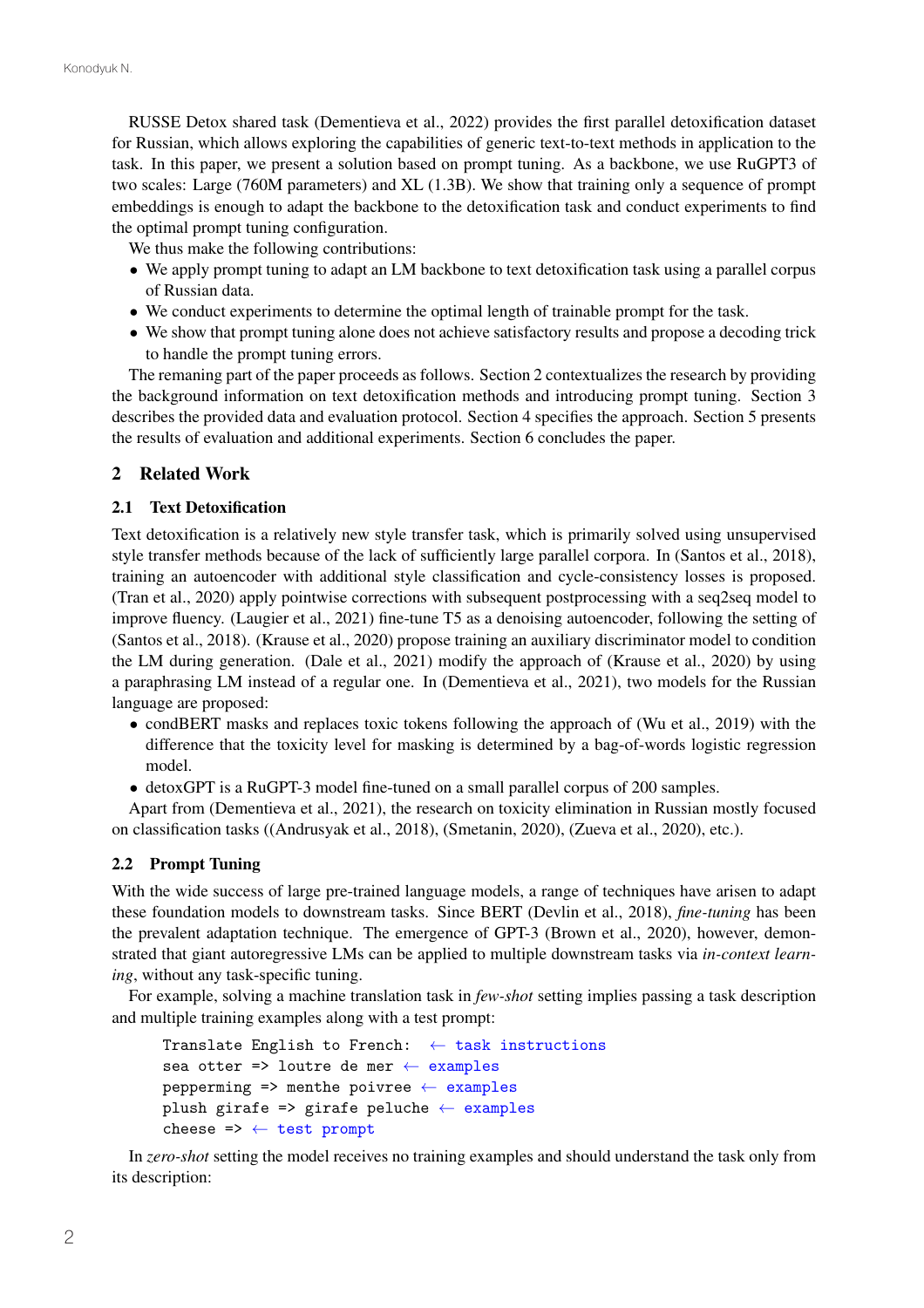RUSSE Detox shared task (Dementieva et al., 2022) provides the first parallel detoxification dataset for Russian, which allows exploring the capabilities of generic text-to-text methods in application to the task. In this paper, we present a solution based on prompt tuning. As a backbone, we use RuGPT3 of two scales: Large (760M parameters) and XL (1.3B). We show that training only a sequence of prompt embeddings is enough to adapt the backbone to the detoxification task and conduct experiments to find the optimal prompt tuning configuration.

We thus make the following contributions:

- We apply prompt tuning to adapt an LM backbone to text detoxification task using a parallel corpus of Russian data.
- We conduct experiments to determine the optimal length of trainable prompt for the task.
- We show that prompt tuning alone does not achieve satisfactory results and propose a decoding trick to handle the prompt tuning errors.

The remaning part of the paper proceeds as follows. Section 2 contextualizes the research by providing the background information on text detoxification methods and introducing prompt tuning. Section 3 describes the provided data and evaluation protocol. Section 4 specifies the approach. Section 5 presents the results of evaluation and additional experiments. Section 6 concludes the paper.

## 2 Related Work

### 2.1 Text Detoxification

Text detoxification is a relatively new style transfer task, which is primarily solved using unsupervised style transfer methods because of the lack of sufficiently large parallel corpora. In (Santos et al., 2018), training an autoencoder with additional style classification and cycle-consistency losses is proposed. (Tran et al., 2020) apply pointwise corrections with subsequent postprocessing with a seq2seq model to improve fluency. (Laugier et al., 2021) fine-tune T5 as a denoising autoencoder, following the setting of (Santos et al., 2018). (Krause et al., 2020) propose training an auxiliary discriminator model to condition the LM during generation. (Dale et al., 2021) modify the approach of (Krause et al., 2020) by using a paraphrasing LM instead of a regular one. In (Dementieva et al., 2021), two models for the Russian language are proposed:

- condBERT masks and replaces toxic tokens following the approach of (Wu et al., 2019) with the difference that the toxicity level for masking is determined by a bag-of-words logistic regression model.
- detoxGPT is a RuGPT-3 model fine-tuned on a small parallel corpus of 200 samples.

Apart from (Dementieva et al., 2021), the research on toxicity elimination in Russian mostly focused on classification tasks ((Andrusyak et al., 2018), (Smetanin, 2020), (Zueva et al., 2020), etc.).

### 2.2 Prompt Tuning

With the wide success of large pre-trained language models, a range of techniques have arisen to adapt these foundation models to downstream tasks. Since BERT (Devlin et al., 2018), *fine-tuning* has been the prevalent adaptation technique. The emergence of GPT-3 (Brown et al., 2020), however, demonstrated that giant autoregressive LMs can be applied to multiple downstream tasks via *in-context learning*, without any task-specific tuning.

For example, solving a machine translation task in *few-shot* setting implies passing a task description and multiple training examples along with a test prompt:

```
Translate English to French:  ← task instructions
sea otter => loutre de mer ← examples
pepperming => menthe poivree ← examples
plush girafe => girafe peluche ← examples
cheese => ← test prompt
```

In *zero-shot* setting the model receives no training examples and should understand the task only from its description: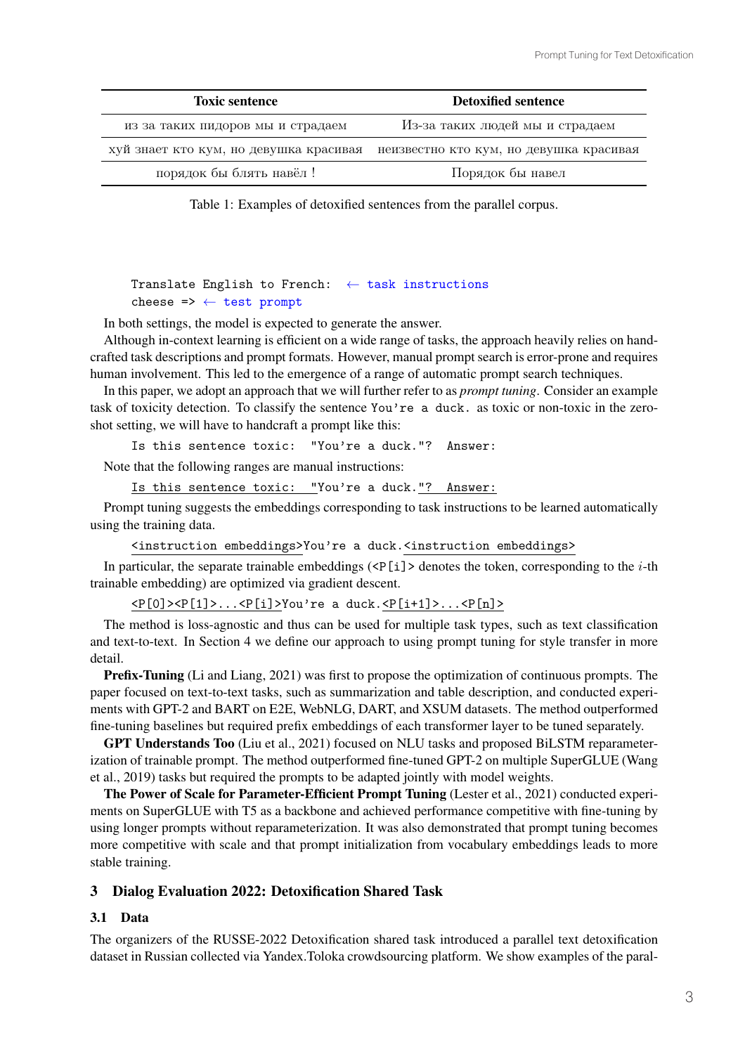| Toxic sentence | Detoxified sentence |
| --- | --- |
| из за таких пидоров мы и страдаем | Из-за таких людей мы и страдаем |
| хуй знает кто кум, но девушка красивая | неизвестно кто кум, но девушка красивая |
| порядок бы блять навёл ! | Порядок бы навел |

Table 1: Examples of detoxified sentences from the parallel corpus.

```
Translate English to French:  ← task instructions
cheese =>  ← test prompt
```

In both settings, the model is expected to generate the answer.

Although in-context learning is efficient on a wide range of tasks, the approach heavily relies on hand-crafted task descriptions and prompt formats. However, manual prompt search is error-prone and requires human involvement. This led to the emergence of a range of automatic prompt search techniques.

In this paper, we adopt an approach that we will further refer to as *prompt tuning*. Consider an example task of toxicity detection. To classify the sentence `You're a duck.` as toxic or non-toxic in the zero-shot setting, we will have to handcraft a prompt like this:

```
Is this sentence toxic:  "You're a duck."?  Answer:
```

Note that the following ranges are manual instructions:

```
Is this sentence toxic:  "You're a duck."?  Answer:
```

Prompt tuning suggests the embeddings corresponding to task instructions to be learned automatically using the training data.

```
<instruction embeddings>You're a duck.<instruction embeddings>
```

In particular, the separate trainable embeddings (`<P[i]>` denotes the token, corresponding to the $i$-th trainable embedding) are optimized via gradient descent.

```
<P[0]><P[1]>...<P[i]>You're a duck.<P[i+1]>...<P[n]>
```

The method is loss-agnostic and thus can be used for multiple task types, such as text classification and text-to-text. In Section 4 we define our approach to using prompt tuning for style transfer in more detail.

**Prefix-Tuning** (Li and Liang, 2021) was first to propose the optimization of continuous prompts. The paper focused on text-to-text tasks, such as summarization and table description, and conducted experiments with GPT-2 and BART on E2E, WebNLG, DART, and XSUM datasets. The method outperformed fine-tuning baselines but required prefix embeddings of each transformer layer to be tuned separately.

**GPT Understands Too** (Liu et al., 2021) focused on NLU tasks and proposed BiLSTM reparameterization of trainable prompt. The method outperformed fine-tuned GPT-2 on multiple SuperGLUE (Wang et al., 2019) tasks but required the prompts to be adapted jointly with model weights.

**The Power of Scale for Parameter-Efficient Prompt Tuning** (Lester et al., 2021) conducted experiments on SuperGLUE with T5 as a backbone and achieved performance competitive with fine-tuning by using longer prompts without reparameterization. It was also demonstrated that prompt tuning becomes more competitive with scale and that prompt initialization from vocabulary embeddings leads to more stable training.

## 3 Dialog Evaluation 2022: Detoxification Shared Task

### 3.1 Data

The organizers of the RUSSE-2022 Detoxification shared task introduced a parallel text detoxification dataset in Russian collected via Yandex.Toloka crowdsourcing platform. We show examples of the paral-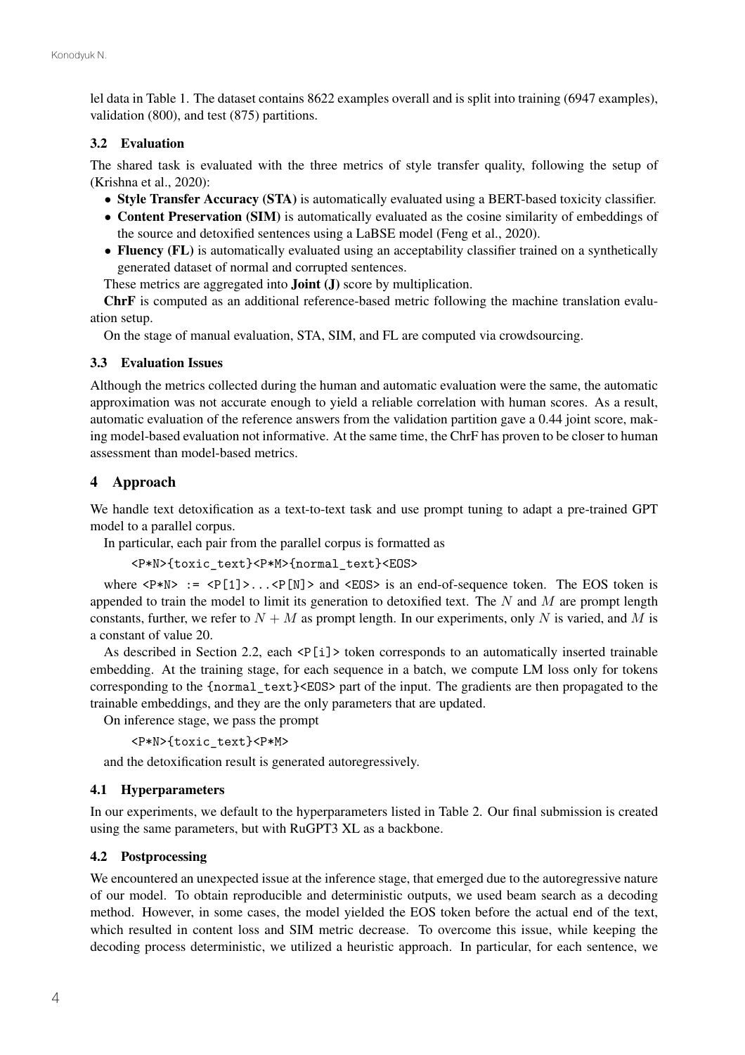lel data in Table 1. The dataset contains 8622 examples overall and is split into training (6947 examples), validation (800), and test (875) partitions.

### 3.2 Evaluation

The shared task is evaluated with the three metrics of style transfer quality, following the setup of (Krishna et al., 2020):

- **Style Transfer Accuracy (STA)** is automatically evaluated using a BERT-based toxicity classifier.
- **Content Preservation (SIM)** is automatically evaluated as the cosine similarity of embeddings of the source and detoxified sentences using a LaBSE model (Feng et al., 2020).
- **Fluency (FL)** is automatically evaluated using an acceptability classifier trained on a synthetically generated dataset of normal and corrupted sentences.

These metrics are aggregated into **Joint (J)** score by multiplication.

**ChrF** is computed as an additional reference-based metric following the machine translation evaluation setup.

On the stage of manual evaluation, STA, SIM, and FL are computed via crowdsourcing.

### 3.3 Evaluation Issues

Although the metrics collected during the human and automatic evaluation were the same, the automatic approximation was not accurate enough to yield a reliable correlation with human scores. As a result, automatic evaluation of the reference answers from the validation partition gave a 0.44 joint score, making model-based evaluation not informative. At the same time, the ChrF has proven to be closer to human assessment than model-based metrics.

## 4 Approach

We handle text detoxification as a text-to-text task and use prompt tuning to adapt a pre-trained GPT model to a parallel corpus.

In particular, each pair from the parallel corpus is formatted as

```
<P*N>{toxic_text}<P*M>{normal_text}<EOS>
```

where `<P*N> := <P[1]>...<P[N]>` and `<EOS>` is an end-of-sequence token. The EOS token is appended to train the model to limit its generation to detoxified text. The $N$ and $M$ are prompt length constants, further, we refer to $N + M$ as prompt length. In our experiments, only $N$ is varied, and $M$ is a constant of value 20.

As described in Section 2.2, each `<P[i]>` token corresponds to an automatically inserted trainable embedding. At the training stage, for each sequence in a batch, we compute LM loss only for tokens corresponding to the `{normal_text}<EOS>` part of the input. The gradients are then propagated to the trainable embeddings, and they are the only parameters that are updated.

On inference stage, we pass the prompt

```
<P*N>{toxic_text}<P*M>
```

and the detoxification result is generated autoregressively.

### 4.1 Hyperparameters

In our experiments, we default to the hyperparameters listed in Table 2. Our final submission is created using the same parameters, but with RuGPT3 XL as a backbone.

### 4.2 Postprocessing

We encountered an unexpected issue at the inference stage, that emerged due to the autoregressive nature of our model. To obtain reproducible and deterministic outputs, we used beam search as a decoding method. However, in some cases, the model yielded the EOS token before the actual end of the text, which resulted in content loss and SIM metric decrease. To overcome this issue, while keeping the decoding process deterministic, we utilized a heuristic approach. In particular, for each sentence, we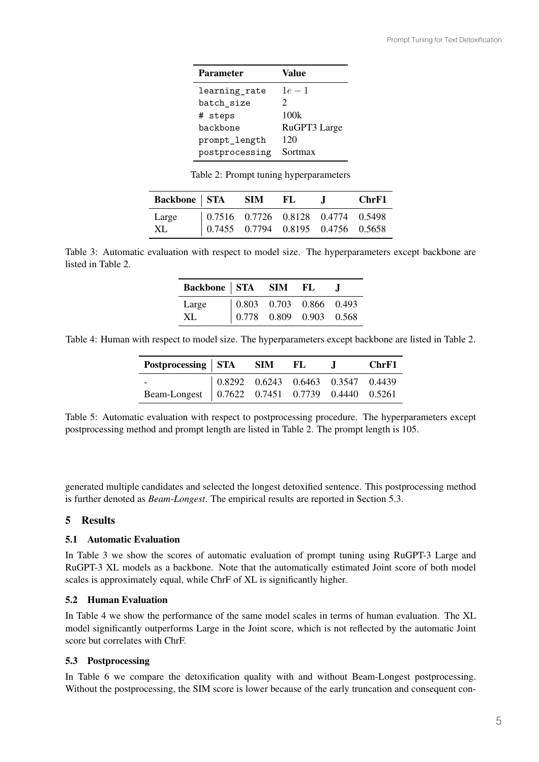| Parameter | Value |
|---|---|
| learning_rate | $1e-1$ |
| batch_size | 2 |
| # steps | 100k |
| backbone | RuGPT3 Large |
| prompt_length | 120 |
| postprocessing | Sortmax |

Table 2: Prompt tuning hyperparameters

| Backbone | STA | SIM | FL | J | ChrF1 |
|---|---|---|---|---|---|
| Large | 0.7516 | 0.7726 | 0.8128 | 0.4774 | 0.5498 |
| XL | 0.7455 | 0.7794 | 0.8195 | 0.4756 | 0.5658 |

Table 3: Automatic evaluation with respect to model size. The hyperparameters except backbone are listed in Table 2.

| Backbone | STA | SIM | FL | J |
|---|---|---|---|---|
| Large | 0.803 | 0.703 | 0.866 | 0.493 |
| XL | 0.778 | 0.809 | 0.903 | 0.568 |

Table 4: Human with respect to model size. The hyperparameters except backbone are listed in Table 2.

| Postprocessing | STA | SIM | FL | J | ChrF1 |
|---|---|---|---|---|---|
| - | 0.8292 | 0.6243 | 0.6463 | 0.3547 | 0.4439 |
| Beam-Longest | 0.7622 | 0.7451 | 0.7739 | 0.4440 | 0.5261 |

Table 5: Automatic evaluation with respect to postprocessing procedure. The hyperparameters except postprocessing method and prompt length are listed in Table 2. The prompt length is 105.

generated multiple candidates and selected the longest detoxified sentence. This postprocessing method is further denoted as *Beam-Longest*. The empirical results are reported in Section 5.3.

## 5 Results

### 5.1 Automatic Evaluation

In Table 3 we show the scores of automatic evaluation of prompt tuning using RuGPT-3 Large and RuGPT-3 XL models as a backbone. Note that the automatically estimated Joint score of both model scales is approximately equal, while ChrF of XL is significantly higher.

### 5.2 Human Evaluation

In Table 4 we show the performance of the same model scales in terms of human evaluation. The XL model significantly outperforms Large in the Joint score, which is not reflected by the automatic Joint score but correlates with ChrF.

### 5.3 Postprocessing

In Table 6 we compare the detoxification quality with and without Beam-Longest postprocessing. Without the postprocessing, the SIM score is lower because of the early truncation and consequent con-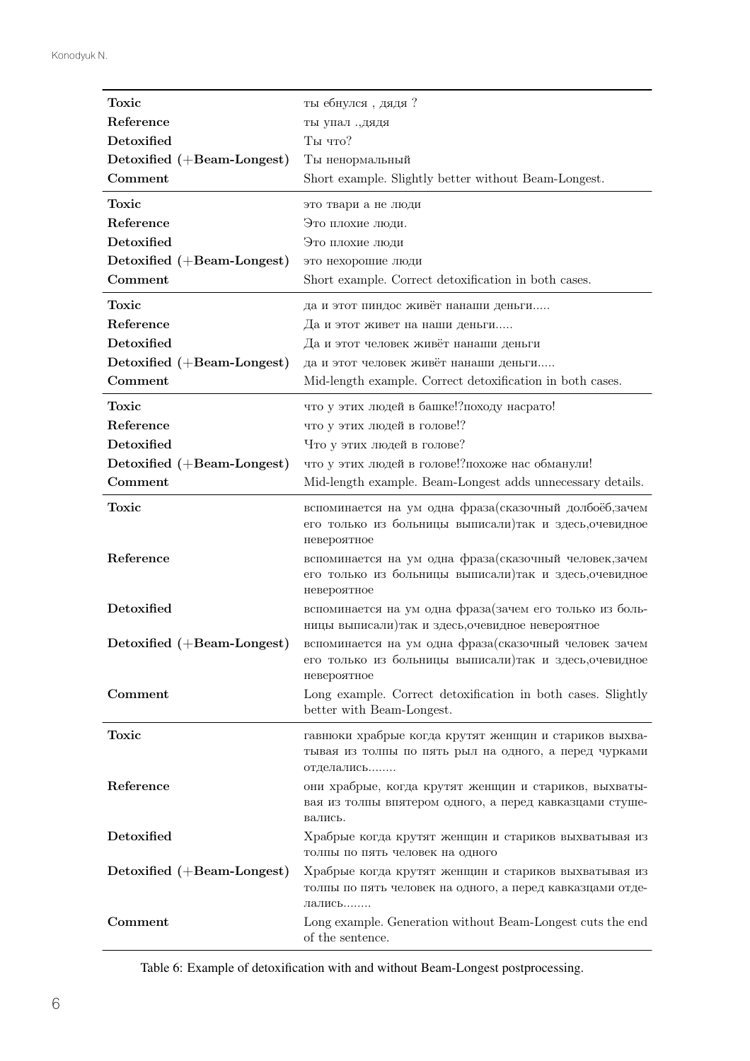| | |
|---|---|
| **Toxic** | ты ебнулся , дядя ? |
| **Reference** | ты упал .,дядя |
| **Detoxified** | Ты что? |
| **Detoxified (+Beam-Longest)** | Ты ненормальный |
| **Comment** | Short example. Slightly better without Beam-Longest. |
| **Toxic** | это твари а не люди |
| **Reference** | Это плохие люди. |
| **Detoxified** | Это плохие люди |
| **Detoxified (+Beam-Longest)** | это нехорошие люди |
| **Comment** | Short example. Correct detoxification in both cases. |
| **Toxic** | да и этот пиндос живёт нанаши деньги..... |
| **Reference** | Да и этот живет на наши деньги..... |
| **Detoxified** | Да и этот человек живёт нанаши деньги |
| **Detoxified (+Beam-Longest)** | да и этот человек живёт нанаши деньги..... |
| **Comment** | Mid-length example. Correct detoxification in both cases. |
| **Toxic** | что у этих людей в башке!?походу насрато! |
| **Reference** | что у этих людей в голове!? |
| **Detoxified** | Что у этих людей в голове? |
| **Detoxified (+Beam-Longest)** | что у этих людей в голове!?похоже нас обманули! |
| **Comment** | Mid-length example. Beam-Longest adds unnecessary details. |
| **Toxic** | вспоминается на ум одна фраза(сказочный долбоёб,зачем его только из больницы выписали)так и здесь,очевидное невероятное |
| **Reference** | вспоминается на ум одна фраза(сказочный человек,зачем его только из больницы выписали)так и здесь,очевидное невероятное |
| **Detoxified** | вспоминается на ум одна фраза(зачем его только из больницы выписали)так и здесь,очевидное невероятное |
| **Detoxified (+Beam-Longest)** | вспоминается на ум одна фраза(сказочный человек зачем его только из больницы выписали)так и здесь,очевидное невероятное |
| **Comment** | Long example. Correct detoxification in both cases. Slightly better with Beam-Longest. |
| **Toxic** | гавнюки храбрые когда крутят женщин и стариков выхватывая из толпы по пять рыл на одного, а перед чурками отделались........ |
| **Reference** | они храбрые, когда крутят женщин и стариков, выхватывая из толпы впятером одного, а перед кавказцами стушевались. |
| **Detoxified** | Храбрые когда крутят женщин и стариков выхватывая из толпы по пять человек на одного |
| **Detoxified (+Beam-Longest)** | Храбрые когда крутят женщин и стариков выхватывая из толпы по пять человек на одного, а перед кавказцами отделались........ |
| **Comment** | Long example. Generation without Beam-Longest cuts the end of the sentence. |

Table 6: Example of detoxification with and without Beam-Longest postprocessing.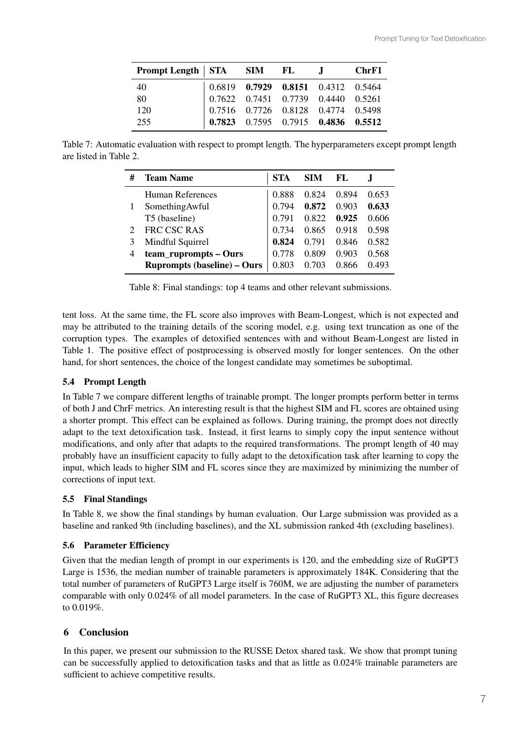| Prompt Length | STA | SIM | FL | J | ChrF1 |
|---|---|---|---|---|---|
| 40 | 0.6819 | **0.7929** | **0.8151** | 0.4312 | 0.5464 |
| 80 | 0.7622 | 0.7451 | 0.7739 | 0.4440 | 0.5261 |
| 120 | 0.7516 | 0.7726 | 0.8128 | 0.4774 | 0.5498 |
| 255 | **0.7823** | 0.7595 | 0.7915 | **0.4836** | **0.5512** |

Table 7: Automatic evaluation with respect to prompt length. The hyperparameters except prompt length are listed in Table 2.

| # | Team Name | STA | SIM | FL | J |
|---|---|---|---|---|---|
| | Human References | 0.888 | 0.824 | 0.894 | 0.653 |
| 1 | SomethingAwful | 0.794 | **0.872** | 0.903 | **0.633** |
| | T5 (baseline) | 0.791 | 0.822 | **0.925** | 0.606 |
| 2 | FRC CSC RAS | 0.734 | 0.865 | 0.918 | 0.598 |
| 3 | Mindful Squirrel | **0.824** | 0.791 | 0.846 | 0.582 |
| 4 | **team_ruprompts – Ours** | 0.778 | 0.809 | 0.903 | 0.568 |
| | **Ruprompts (baseline) – Ours** | 0.803 | 0.703 | 0.866 | 0.493 |

Table 8: Final standings: top 4 teams and other relevant submissions.

tent loss. At the same time, the FL score also improves with Beam-Longest, which is not expected and may be attributed to the training details of the scoring model, e.g. using text truncation as one of the corruption types. The examples of detoxified sentences with and without Beam-Longest are listed in Table 1. The positive effect of postprocessing is observed mostly for longer sentences. On the other hand, for short sentences, the choice of the longest candidate may sometimes be suboptimal.

### 5.4 Prompt Length

In Table 7 we compare different lengths of trainable prompt. The longer prompts perform better in terms of both J and ChrF metrics. An interesting result is that the highest SIM and FL scores are obtained using a shorter prompt. This effect can be explained as follows. During training, the prompt does not directly adapt to the text detoxification task. Instead, it first learns to simply copy the input sentence without modifications, and only after that adapts to the required transformations. The prompt length of 40 may probably have an insufficient capacity to fully adapt to the detoxification task after learning to copy the input, which leads to higher SIM and FL scores since they are maximized by minimizing the number of corrections of input text.

### 5.5 Final Standings

In Table 8, we show the final standings by human evaluation. Our Large submission was provided as a baseline and ranked 9th (including baselines), and the XL submission ranked 4th (excluding baselines).

### 5.6 Parameter Efficiency

Given that the median length of prompt in our experiments is 120, and the embedding size of RuGPT3 Large is 1536, the median number of trainable parameters is approximately 184K. Considering that the total number of parameters of RuGPT3 Large itself is 760M, we are adjusting the number of parameters comparable with only 0.024% of all model parameters. In the case of RuGPT3 XL, this figure decreases to 0.019%.

## 6 Conclusion

In this paper, we present our submission to the RUSSE Detox shared task. We show that prompt tuning can be successfully applied to detoxification tasks and that as little as 0.024% trainable parameters are sufficient to achieve competitive results.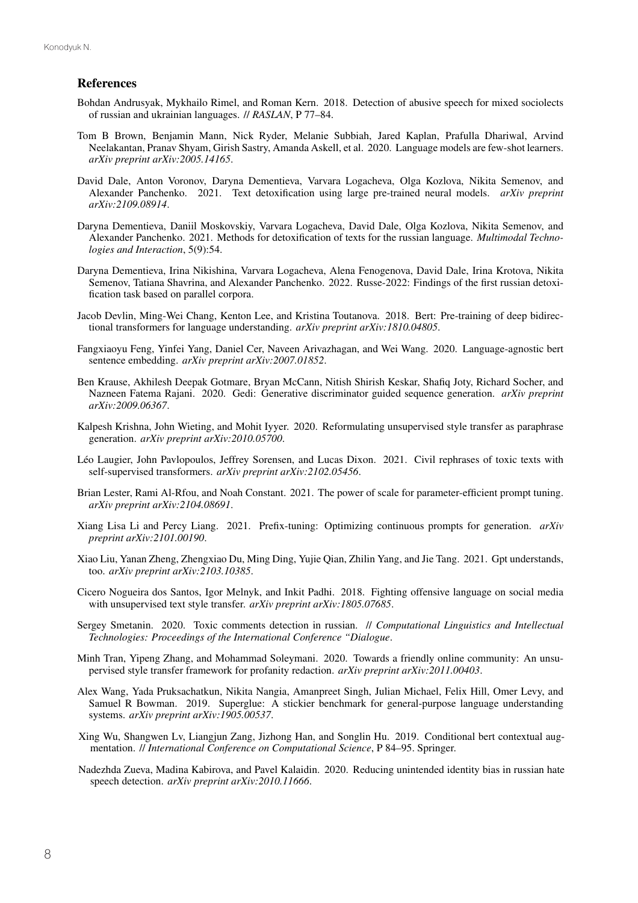## References

Bohdan Andrusyak, Mykhailo Rimel, and Roman Kern. 2018. Detection of abusive speech for mixed sociolects of russian and ukrainian languages. // *RASLAN*, P 77–84.

Tom B Brown, Benjamin Mann, Nick Ryder, Melanie Subbiah, Jared Kaplan, Prafulla Dhariwal, Arvind Neelakantan, Pranav Shyam, Girish Sastry, Amanda Askell, et al. 2020. Language models are few-shot learners. *arXiv preprint arXiv:2005.14165*.

David Dale, Anton Voronov, Daryna Dementieva, Varvara Logacheva, Olga Kozlova, Nikita Semenov, and Alexander Panchenko. 2021. Text detoxification using large pre-trained neural models. *arXiv preprint arXiv:2109.08914*.

Daryna Dementieva, Daniil Moskovskiy, Varvara Logacheva, David Dale, Olga Kozlova, Nikita Semenov, and Alexander Panchenko. 2021. Methods for detoxification of texts for the russian language. *Multimodal Technologies and Interaction*, 5(9):54.

Daryna Dementieva, Irina Nikishina, Varvara Logacheva, Alena Fenogenova, David Dale, Irina Krotova, Nikita Semenov, Tatiana Shavrina, and Alexander Panchenko. 2022. Russe-2022: Findings of the first russian detoxification task based on parallel corpora.

Jacob Devlin, Ming-Wei Chang, Kenton Lee, and Kristina Toutanova. 2018. Bert: Pre-training of deep bidirectional transformers for language understanding. *arXiv preprint arXiv:1810.04805*.

Fangxiaoyu Feng, Yinfei Yang, Daniel Cer, Naveen Arivazhagan, and Wei Wang. 2020. Language-agnostic bert sentence embedding. *arXiv preprint arXiv:2007.01852*.

Ben Krause, Akhilesh Deepak Gotmare, Bryan McCann, Nitish Shirish Keskar, Shafiq Joty, Richard Socher, and Nazneen Fatema Rajani. 2020. Gedi: Generative discriminator guided sequence generation. *arXiv preprint arXiv:2009.06367*.

Kalpesh Krishna, John Wieting, and Mohit Iyyer. 2020. Reformulating unsupervised style transfer as paraphrase generation. *arXiv preprint arXiv:2010.05700*.

Léo Laugier, John Pavlopoulos, Jeffrey Sorensen, and Lucas Dixon. 2021. Civil rephrases of toxic texts with self-supervised transformers. *arXiv preprint arXiv:2102.05456*.

Brian Lester, Rami Al-Rfou, and Noah Constant. 2021. The power of scale for parameter-efficient prompt tuning. *arXiv preprint arXiv:2104.08691*.

Xiang Lisa Li and Percy Liang. 2021. Prefix-tuning: Optimizing continuous prompts for generation. *arXiv preprint arXiv:2101.00190*.

Xiao Liu, Yanan Zheng, Zhengxiao Du, Ming Ding, Yujie Qian, Zhilin Yang, and Jie Tang. 2021. Gpt understands, too. *arXiv preprint arXiv:2103.10385*.

Cicero Nogueira dos Santos, Igor Melnyk, and Inkit Padhi. 2018. Fighting offensive language on social media with unsupervised text style transfer. *arXiv preprint arXiv:1805.07685*.

Sergey Smetanin. 2020. Toxic comments detection in russian. // *Computational Linguistics and Intellectual Technologies: Proceedings of the International Conference "Dialogue*.

Minh Tran, Yipeng Zhang, and Mohammad Soleymani. 2020. Towards a friendly online community: An unsupervised style transfer framework for profanity redaction. *arXiv preprint arXiv:2011.00403*.

Alex Wang, Yada Pruksachatkun, Nikita Nangia, Amanpreet Singh, Julian Michael, Felix Hill, Omer Levy, and Samuel R Bowman. 2019. Superglue: A stickier benchmark for general-purpose language understanding systems. *arXiv preprint arXiv:1905.00537*.

Xing Wu, Shangwen Lv, Liangjun Zang, Jizhong Han, and Songlin Hu. 2019. Conditional bert contextual augmentation. // *International Conference on Computational Science*, P 84–95. Springer.

Nadezhda Zueva, Madina Kabirova, and Pavel Kalaidin. 2020. Reducing unintended identity bias in russian hate speech detection. *arXiv preprint arXiv:2010.11666*.